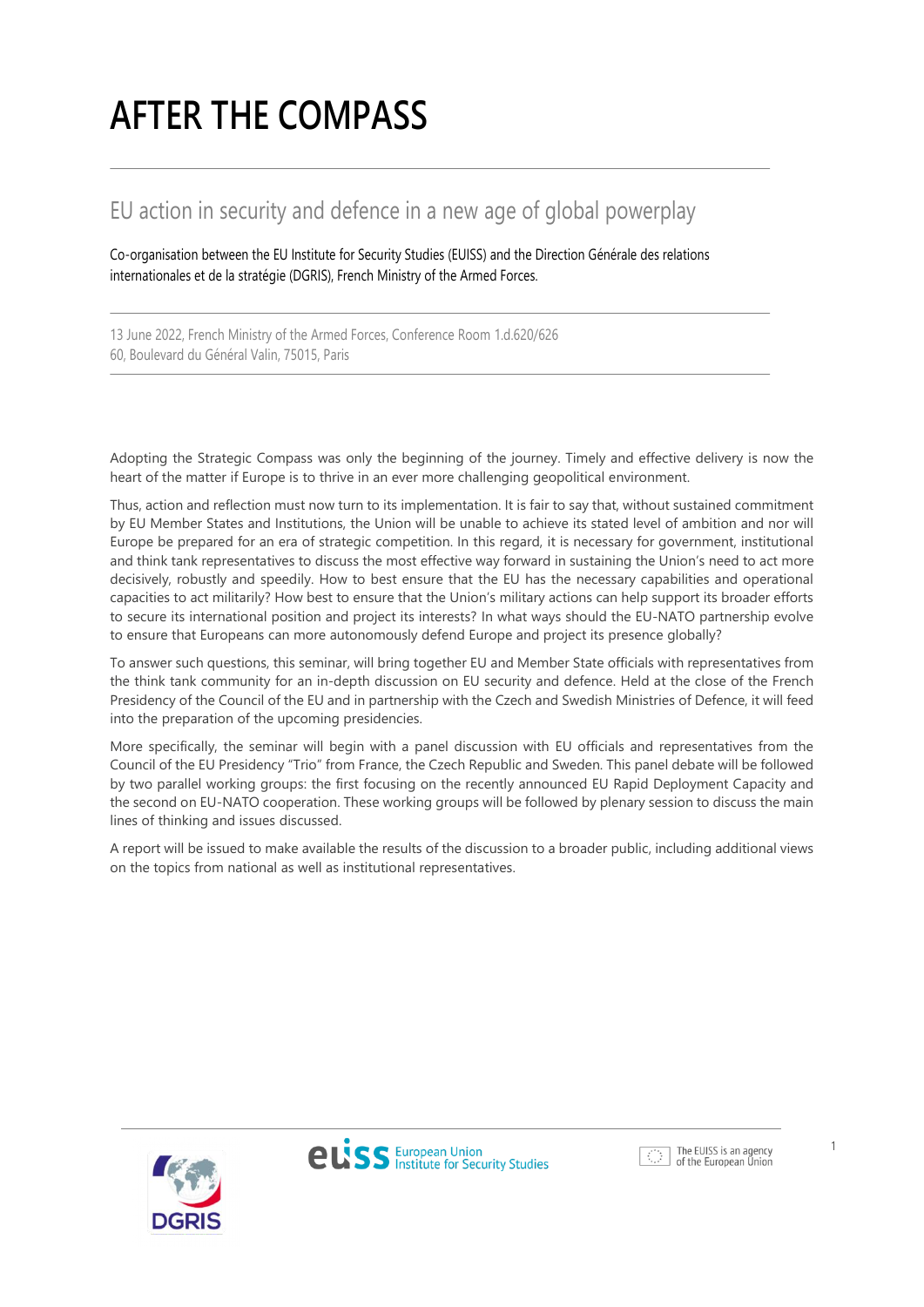# AFTER THE COMPASS

## EU action in security and defence in a new age of global powerplay

Co-organisation between the EU Institute for Security Studies (EUISS) and the Direction Générale des relations internationales et de la stratégie (DGRIS), French Ministry of the Armed Forces.

13 June 2022, French Ministry of the Armed Forces, Conference Room 1.d.620/626
60, Boulevard du Général Valin, 75015, Paris

Adopting the Strategic Compass was only the beginning of the journey. Timely and effective delivery is now the heart of the matter if Europe is to thrive in an ever more challenging geopolitical environment.

Thus, action and reflection must now turn to its implementation. It is fair to say that, without sustained commitment by EU Member States and Institutions, the Union will be unable to achieve its stated level of ambition and nor will Europe be prepared for an era of strategic competition. In this regard, it is necessary for government, institutional and think tank representatives to discuss the most effective way forward in sustaining the Union's need to act more decisively, robustly and speedily. How to best ensure that the EU has the necessary capabilities and operational capacities to act militarily? How best to ensure that the Union's military actions can help support its broader efforts to secure its international position and project its interests? In what ways should the EU-NATO partnership evolve to ensure that Europeans can more autonomously defend Europe and project its presence globally?

To answer such questions, this seminar, will bring together EU and Member State officials with representatives from the think tank community for an in-depth discussion on EU security and defence. Held at the close of the French Presidency of the Council of the EU and in partnership with the Czech and Swedish Ministries of Defence, it will feed into the preparation of the upcoming presidencies.

More specifically, the seminar will begin with a panel discussion with EU officials and representatives from the Council of the EU Presidency "Trio" from France, the Czech Republic and Sweden. This panel debate will be followed by two parallel working groups: the first focusing on the recently announced EU Rapid Deployment Capacity and the second on EU-NATO cooperation. These working groups will be followed by plenary session to discuss the main lines of thinking and issues discussed.

A report will be issued to make available the results of the discussion to a broader public, including additional views on the topics from national as well as institutional representatives.

DGRIS

euiss European Union Institute for Security Studies

The EUISS is an agency of the European Union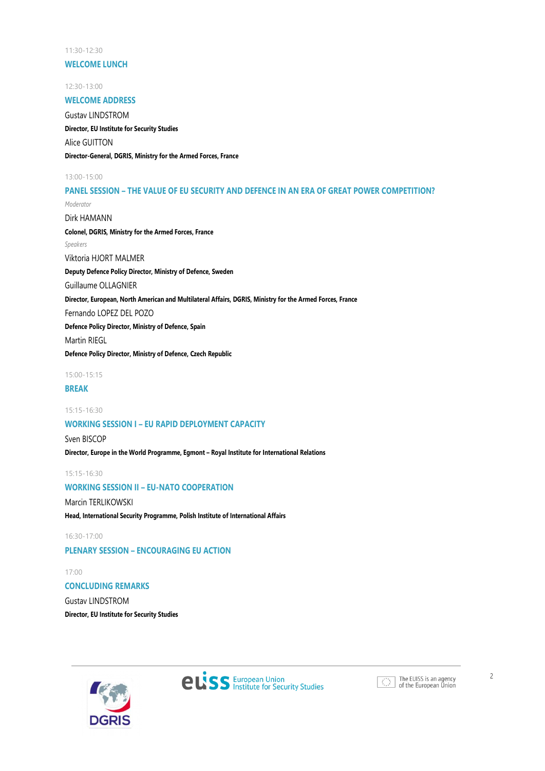11:30-12:30

### WELCOME LUNCH

12:30-13:00

### WELCOME ADDRESS

Gustav LINDSTROM

**Director, EU Institute for Security Studies**

Alice GUITTON

**Director-General, DGRIS, Ministry for the Armed Forces, France**

13:00-15:00

### PANEL SESSION – THE VALUE OF EU SECURITY AND DEFENCE IN AN ERA OF GREAT POWER COMPETITION?

*Moderator*

Dirk HAMANN

**Colonel, DGRIS, Ministry for the Armed Forces, France**

*Speakers*

Viktoria HJORT MALMER

**Deputy Defence Policy Director, Ministry of Defence, Sweden**

Guillaume OLLAGNIER

**Director, European, North American and Multilateral Affairs, DGRIS, Ministry for the Armed Forces, France**

Fernando LOPEZ DEL POZO

**Defence Policy Director, Ministry of Defence, Spain**

Martin RIEGL

**Defence Policy Director, Ministry of Defence, Czech Republic**

15:00-15:15

### BREAK

15:15-16:30

### WORKING SESSION I – EU RAPID DEPLOYMENT CAPACITY

Sven BISCOP

**Director, Europe in the World Programme, Egmont – Royal Institute for International Relations**

15:15-16:30

### WORKING SESSION II – EU-NATO COOPERATION

Marcin TERLIKOWSKI

**Head, International Security Programme, Polish Institute of International Affairs**

16:30-17:00

### PLENARY SESSION – ENCOURAGING EU ACTION

17:00

### CONCLUDING REMARKS

Gustav LINDSTROM

**Director, EU Institute for Security Studies**

DGRIS

euiss European Union Institute for Security Studies

The EUISS is an agency of the European Union